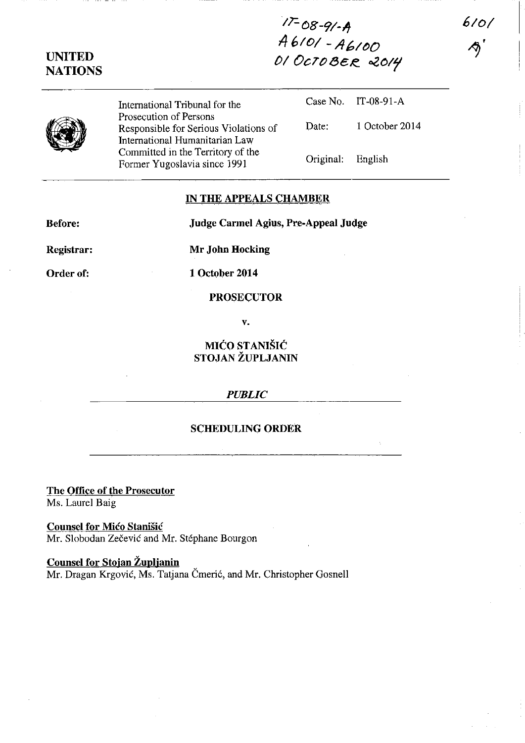IT-08-91-A
A 6101 - A 6100
01 OCTOBER 2014

6101

UNITED NATIONS

| International Tribunal for the Prosecution of Persons Responsible for Serious Violations of International Humanitarian Law Committed in the Territory of the Former Yugoslavia since 1991 | Case No. | IT-08-91-A |
|---|---|---|
| | Date: | 1 October 2014 |
| | Original: | English |

**IN THE APPEALS CHAMBER**

**Before:** **Judge Carmel Agius, Pre-Appeal Judge**

**Registrar:** **Mr John Hocking**

**Order of:** **1 October 2014**

**PROSECUTOR**

**v.**

**MIĆO STANIŠIĆ**
**STOJAN ŽUPLJANIN**

***PUBLIC***

**SCHEDULING ORDER**

**The Office of the Prosecutor**
Ms. Laurel Baig

**Counsel for Mićo Stanišić**
Mr. Slobodan Zečević and Mr. Stéphane Bourgon

**Counsel for Stojan Župljanin**
Mr. Dragan Krgović, Ms. Tatjana Čmerić, and Mr. Christopher Gosnell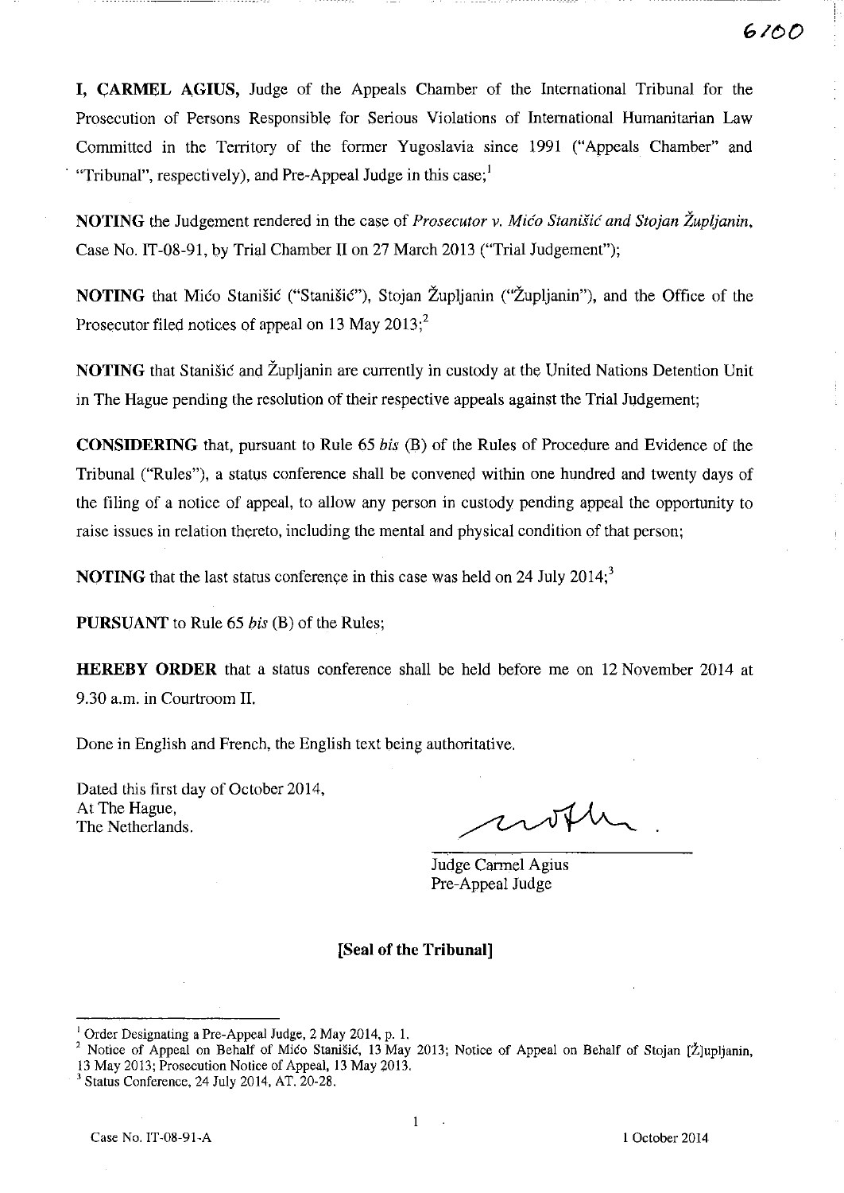**I, CARMEL AGIUS**, Judge of the Appeals Chamber of the International Tribunal for the Prosecution of Persons Responsible for Serious Violations of International Humanitarian Law Committed in the Territory of the former Yugoslavia since 1991 ("Appeals Chamber" and "Tribunal", respectively), and Pre-Appeal Judge in this case;[1]

**NOTING** the Judgement rendered in the case of *Prosecutor v. Mićo Stanišić and Stojan Župljanin*, Case No. IT-08-91, by Trial Chamber II on 27 March 2013 ("Trial Judgement");

**NOTING** that Mićo Stanišić ("Stanišić"), Stojan Župljanin ("Župljanin"), and the Office of the Prosecutor filed notices of appeal on 13 May 2013;[2]

**NOTING** that Stanišić and Župljanin are currently in custody at the United Nations Detention Unit in The Hague pending the resolution of their respective appeals against the Trial Judgement;

**CONSIDERING** that, pursuant to Rule 65 *bis* (B) of the Rules of Procedure and Evidence of the Tribunal ("Rules"), a status conference shall be convened within one hundred and twenty days of the filing of a notice of appeal, to allow any person in custody pending appeal the opportunity to raise issues in relation thereto, including the mental and physical condition of that person;

**NOTING** that the last status conference in this case was held on 24 July 2014;[3]

**PURSUANT** to Rule 65 *bis* (B) of the Rules;

**HEREBY ORDER** that a status conference shall be held before me on 12 November 2014 at 9.30 a.m. in Courtroom II.

Done in English and French, the English text being authoritative.

Dated this first day of October 2014,
At The Hague,
The Netherlands.

Judge Carmel Agius
Pre-Appeal Judge

**[Seal of the Tribunal]**

---

[1] Order Designating a Pre-Appeal Judge, 2 May 2014, p. 1.

[2] Notice of Appeal on Behalf of Mićo Stanišić, 13 May 2013; Notice of Appeal on Behalf of Stojan [Ž]upljanin, 13 May 2013; Prosecution Notice of Appeal, 13 May 2013.

[3] Status Conference, 24 July 2014, AT. 20-28.